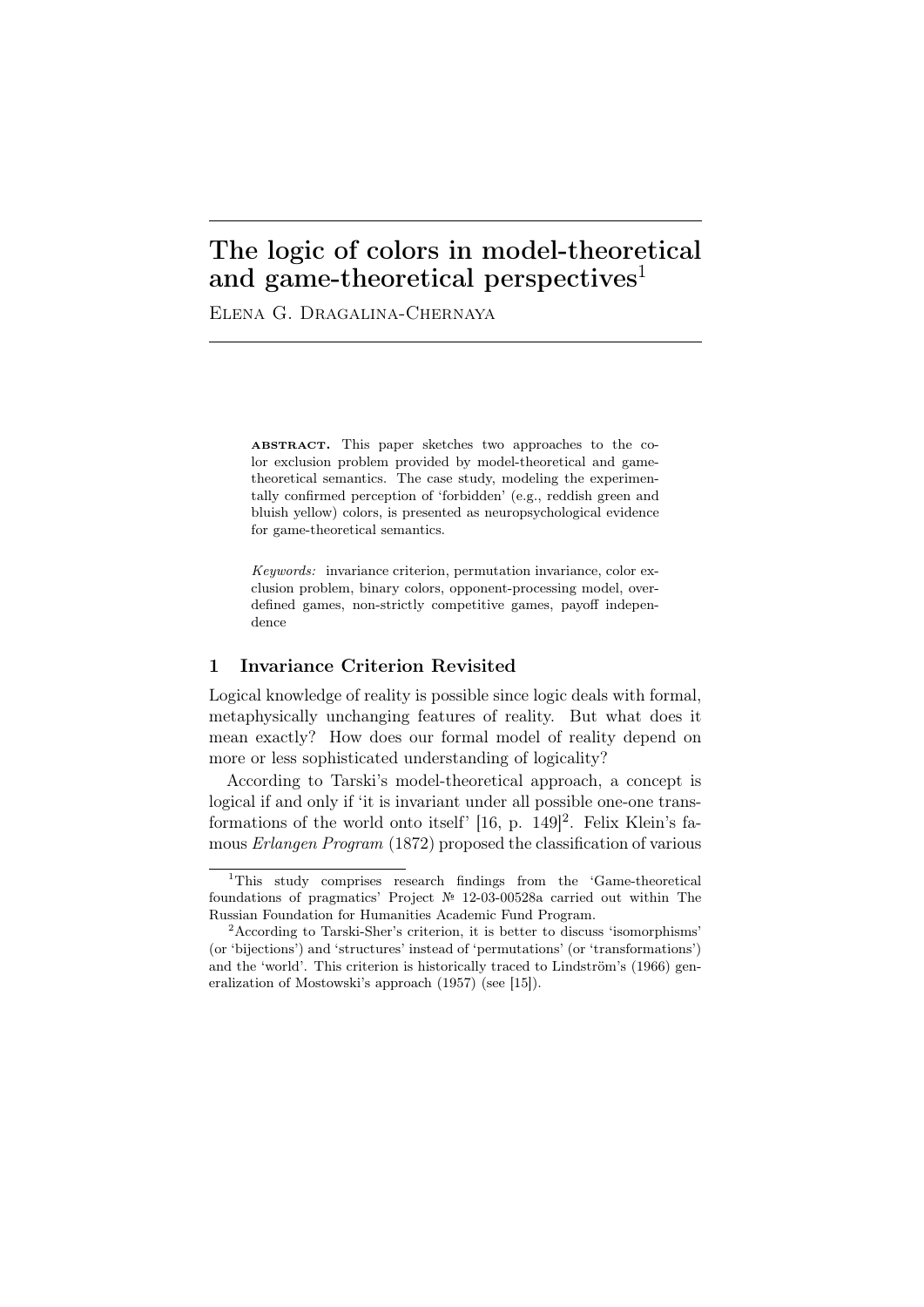# The logic of colors in model-theoretical and game-theoretical perspectives[1]

Elena G. Dragalina-Chernaya

**abstract.** This paper sketches two approaches to the color exclusion problem provided by model-theoretical and game-theoretical semantics. The case study, modeling the experimentally confirmed perception of 'forbidden' (e.g., reddish green and bluish yellow) colors, is presented as neuropsychological evidence for game-theoretical semantics.

*Keywords:* invariance criterion, permutation invariance, color exclusion problem, binary colors, opponent-processing model, overdefined games, non-strictly competitive games, payoff independence

## 1 Invariance Criterion Revisited

Logical knowledge of reality is possible since logic deals with formal, metaphysically unchanging features of reality. But what does it mean exactly? How does our formal model of reality depend on more or less sophisticated understanding of logicality?

According to Tarski's model-theoretical approach, a concept is logical if and only if 'it is invariant under all possible one-one transformations of the world onto itself' [16, p. 149][2]. Felix Klein's famous *Erlangen Program* (1872) proposed the classification of various

---

[1] This study comprises research findings from the 'Game-theoretical foundations of pragmatics' Project № 12-03-00528a carried out within The Russian Foundation for Humanities Academic Fund Program.

[2] According to Tarski-Sher's criterion, it is better to discuss 'isomorphisms' (or 'bijections') and 'structures' instead of 'permutations' (or 'transformations') and the 'world'. This criterion is historically traced to Lindström's (1966) generalization of Mostowski's approach (1957) (see [15]).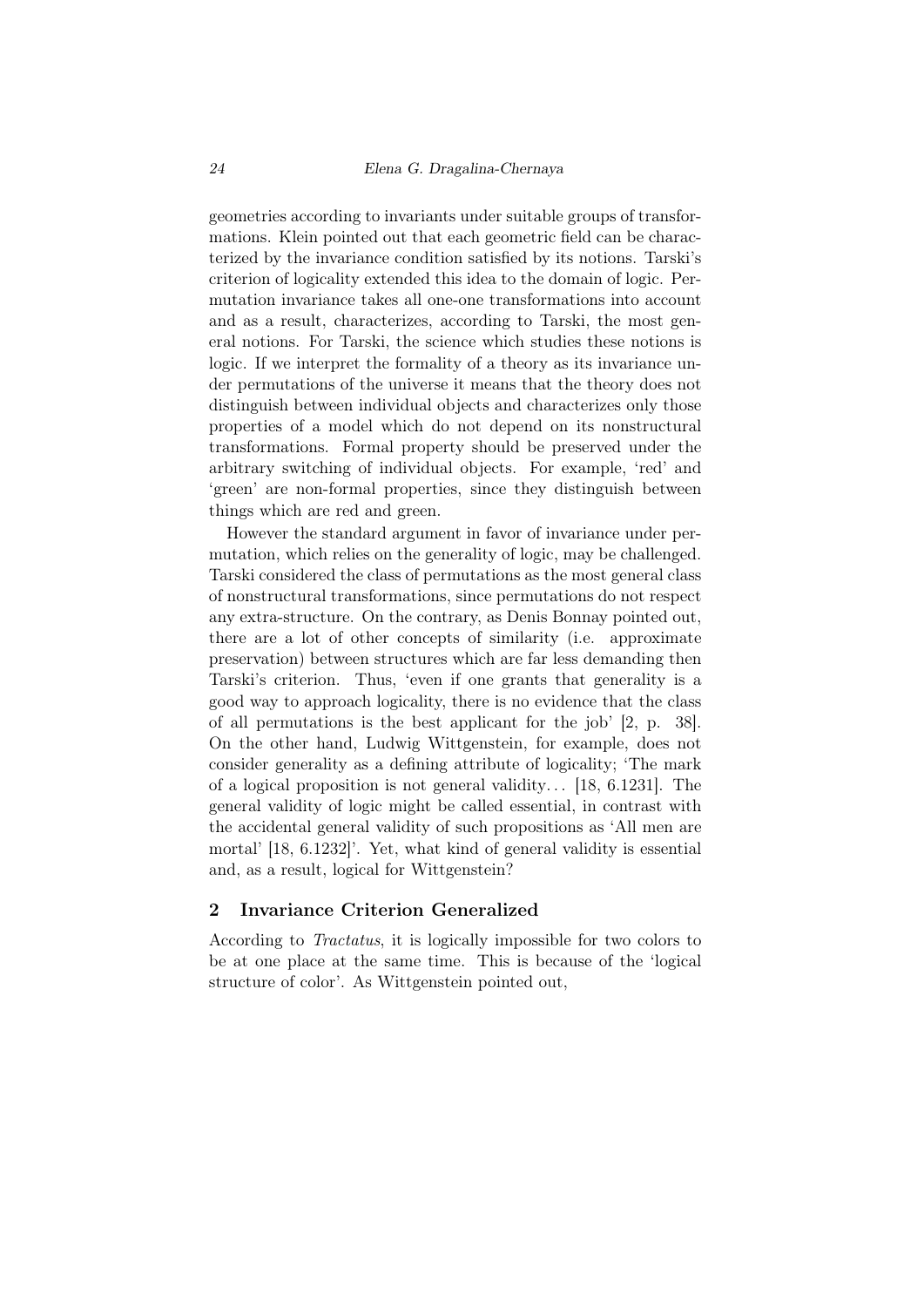geometries according to invariants under suitable groups of transformations. Klein pointed out that each geometric field can be characterized by the invariance condition satisfied by its notions. Tarski's criterion of logicality extended this idea to the domain of logic. Permutation invariance takes all one-one transformations into account and as a result, characterizes, according to Tarski, the most general notions. For Tarski, the science which studies these notions is logic. If we interpret the formality of a theory as its invariance under permutations of the universe it means that the theory does not distinguish between individual objects and characterizes only those properties of a model which do not depend on its nonstructural transformations. Formal property should be preserved under the arbitrary switching of individual objects. For example, 'red' and 'green' are non-formal properties, since they distinguish between things which are red and green.

However the standard argument in favor of invariance under permutation, which relies on the generality of logic, may be challenged. Tarski considered the class of permutations as the most general class of nonstructural transformations, since permutations do not respect any extra-structure. On the contrary, as Denis Bonnay pointed out, there are a lot of other concepts of similarity (i.e. approximate preservation) between structures which are far less demanding then Tarski's criterion. Thus, 'even if one grants that generality is a good way to approach logicality, there is no evidence that the class of all permutations is the best applicant for the job' [2, p. 38]. On the other hand, Ludwig Wittgenstein, for example, does not consider generality as a defining attribute of logicality; 'The mark of a logical proposition is not general validity… [18, 6.1231]. The general validity of logic might be called essential, in contrast with the accidental general validity of such propositions as 'All men are mortal' [18, 6.1232]'. Yet, what kind of general validity is essential and, as a result, logical for Wittgenstein?

## 2 Invariance Criterion Generalized

According to *Tractatus*, it is logically impossible for two colors to be at one place at the same time. This is because of the 'logical structure of color'. As Wittgenstein pointed out,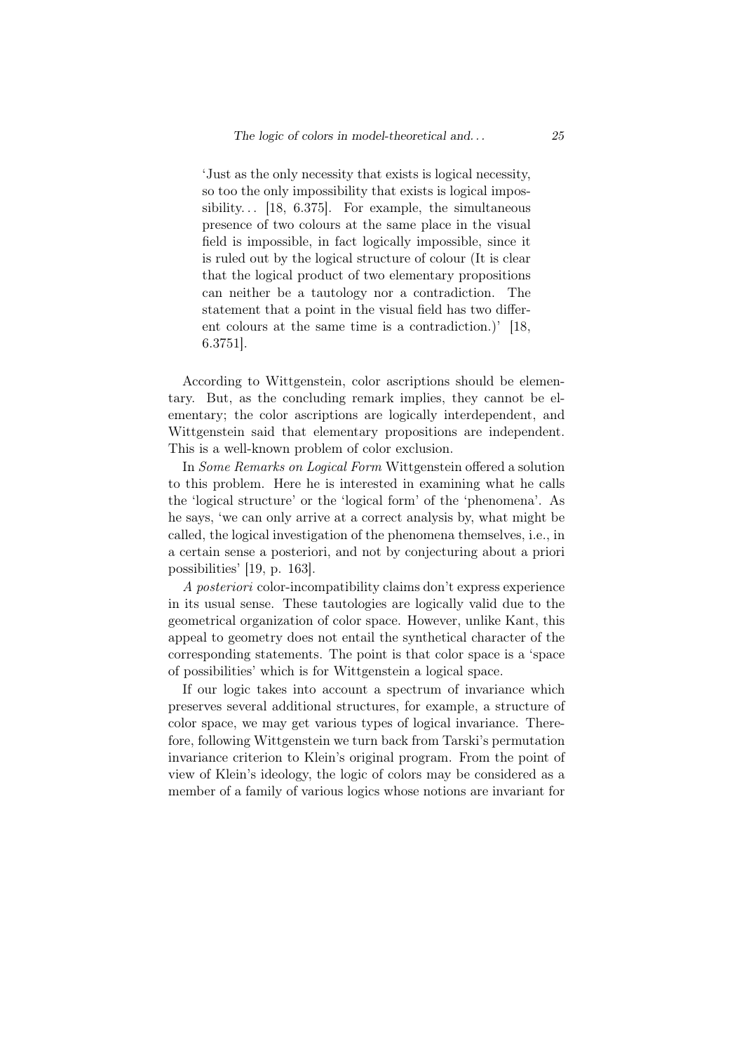> 'Just as the only necessity that exists is logical necessity, so too the only impossibility that exists is logical impossibility... [18, 6.375]. For example, the simultaneous presence of two colours at the same place in the visual field is impossible, in fact logically impossible, since it is ruled out by the logical structure of colour (It is clear that the logical product of two elementary propositions can neither be a tautology nor a contradiction. The statement that a point in the visual field has two different colours at the same time is a contradiction.)' [18, 6.3751].

According to Wittgenstein, color ascriptions should be elementary. But, as the concluding remark implies, they cannot be elementary; the color ascriptions are logically interdependent, and Wittgenstein said that elementary propositions are independent. This is a well-known problem of color exclusion.

In *Some Remarks on Logical Form* Wittgenstein offered a solution to this problem. Here he is interested in examining what he calls the 'logical structure' or the 'logical form' of the 'phenomena'. As he says, 'we can only arrive at a correct analysis by, what might be called, the logical investigation of the phenomena themselves, i.e., in a certain sense a posteriori, and not by conjecturing about a priori possibilities' [19, p. 163].

*A posteriori* color-incompatibility claims don't express experience in its usual sense. These tautologies are logically valid due to the geometrical organization of color space. However, unlike Kant, this appeal to geometry does not entail the synthetical character of the corresponding statements. The point is that color space is a 'space of possibilities' which is for Wittgenstein a logical space.

If our logic takes into account a spectrum of invariance which preserves several additional structures, for example, a structure of color space, we may get various types of logical invariance. Therefore, following Wittgenstein we turn back from Tarski's permutation invariance criterion to Klein's original program. From the point of view of Klein's ideology, the logic of colors may be considered as a member of a family of various logics whose notions are invariant for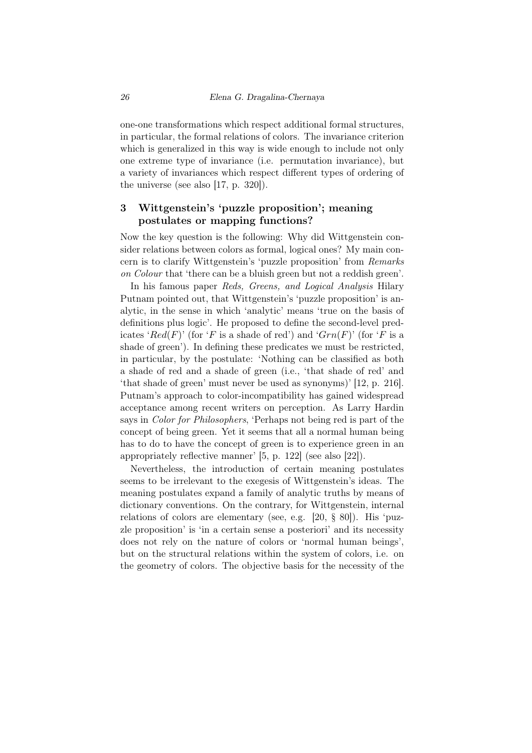one-one transformations which respect additional formal structures, in particular, the formal relations of colors. The invariance criterion which is generalized in this way is wide enough to include not only one extreme type of invariance (i.e. permutation invariance), but a variety of invariances which respect different types of ordering of the universe (see also [17, p. 320]).

## 3 Wittgenstein's 'puzzle proposition'; meaning postulates or mapping functions?

Now the key question is the following: Why did Wittgenstein consider relations between colors as formal, logical ones? My main concern is to clarify Wittgenstein's 'puzzle proposition' from *Remarks on Colour* that 'there can be a bluish green but not a reddish green'.

In his famous paper *Reds, Greens, and Logical Analysis* Hilary Putnam pointed out, that Wittgenstein's 'puzzle proposition' is analytic, in the sense in which 'analytic' means 'true on the basis of definitions plus logic'. He proposed to define the second-level predicates '$Red(F)$' (for '$F$ is a shade of red') and '$Grn(F)$' (for '$F$ is a shade of green'). In defining these predicates we must be restricted, in particular, by the postulate: 'Nothing can be classified as both a shade of red and a shade of green (i.e., 'that shade of red' and 'that shade of green' must never be used as synonyms)' [12, p. 216]. Putnam's approach to color-incompatibility has gained widespread acceptance among recent writers on perception. As Larry Hardin says in *Color for Philosophers*, 'Perhaps not being red is part of the concept of being green. Yet it seems that all a normal human being has to do to have the concept of green is to experience green in an appropriately reflective manner' [5, p. 122] (see also [22]).

Nevertheless, the introduction of certain meaning postulates seems to be irrelevant to the exegesis of Wittgenstein's ideas. The meaning postulates expand a family of analytic truths by means of dictionary conventions. On the contrary, for Wittgenstein, internal relations of colors are elementary (see, e.g. [20, § 80]). His 'puzzle proposition' is 'in a certain sense a posteriori' and its necessity does not rely on the nature of colors or 'normal human beings', but on the structural relations within the system of colors, i.e. on the geometry of colors. The objective basis for the necessity of the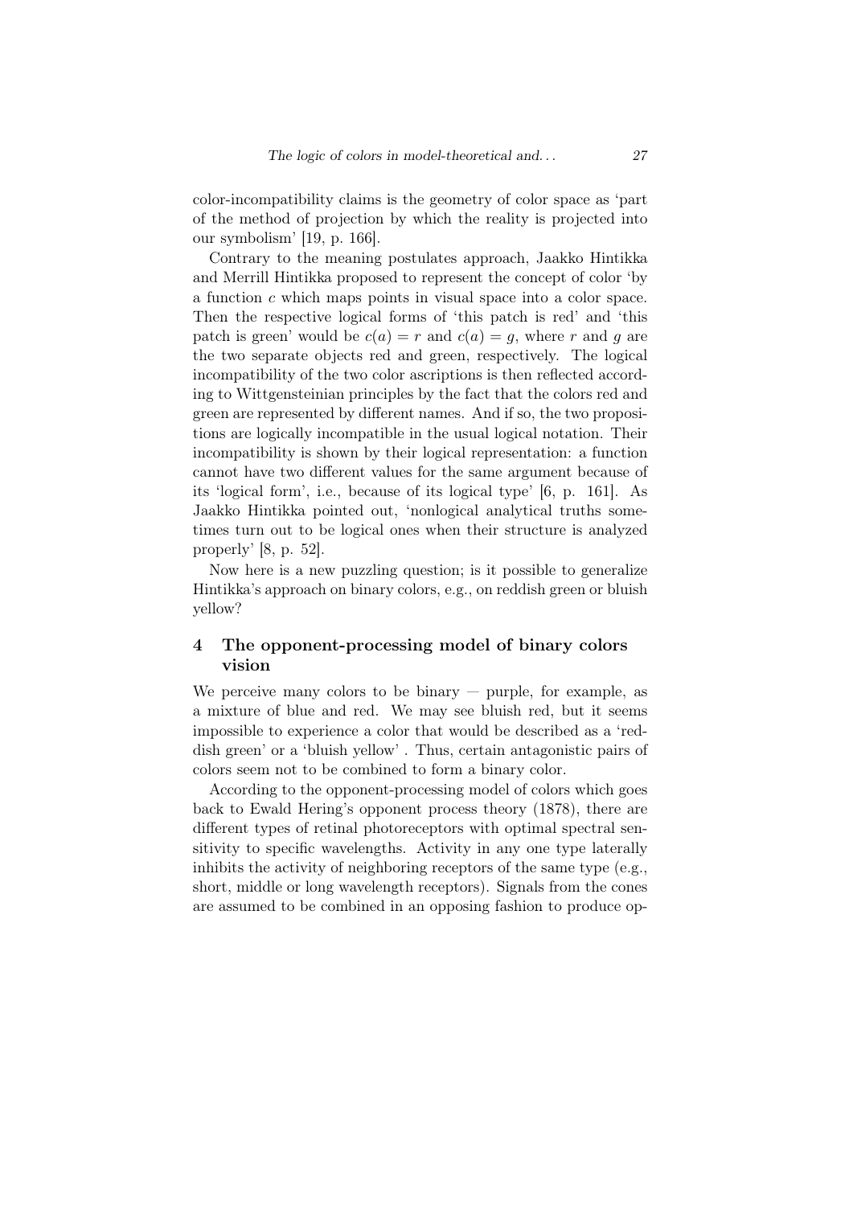color-incompatibility claims is the geometry of color space as 'part of the method of projection by which the reality is projected into our symbolism' [19, p. 166].

Contrary to the meaning postulates approach, Jaakko Hintikka and Merrill Hintikka proposed to represent the concept of color 'by a function $c$ which maps points in visual space into a color space. Then the respective logical forms of 'this patch is red' and 'this patch is green' would be $c(a) = r$ and $c(a) = g$, where $r$ and $g$ are the two separate objects red and green, respectively. The logical incompatibility of the two color ascriptions is then reflected according to Wittgensteinian principles by the fact that the colors red and green are represented by different names. And if so, the two propositions are logically incompatible in the usual logical notation. Their incompatibility is shown by their logical representation: a function cannot have two different values for the same argument because of its 'logical form', i.e., because of its logical type' [6, p. 161]. As Jaakko Hintikka pointed out, 'nonlogical analytical truths sometimes turn out to be logical ones when their structure is analyzed properly' [8, p. 52].

Now here is a new puzzling question; is it possible to generalize Hintikka's approach on binary colors, e.g., on reddish green or bluish yellow?

## 4 The opponent-processing model of binary colors vision

We perceive many colors to be binary — purple, for example, as a mixture of blue and red. We may see bluish red, but it seems impossible to experience a color that would be described as a 'reddish green' or a 'bluish yellow' . Thus, certain antagonistic pairs of colors seem not to be combined to form a binary color.

According to the opponent-processing model of colors which goes back to Ewald Hering's opponent process theory (1878), there are different types of retinal photoreceptors with optimal spectral sensitivity to specific wavelengths. Activity in any one type laterally inhibits the activity of neighboring receptors of the same type (e.g., short, middle or long wavelength receptors). Signals from the cones are assumed to be combined in an opposing fashion to produce op-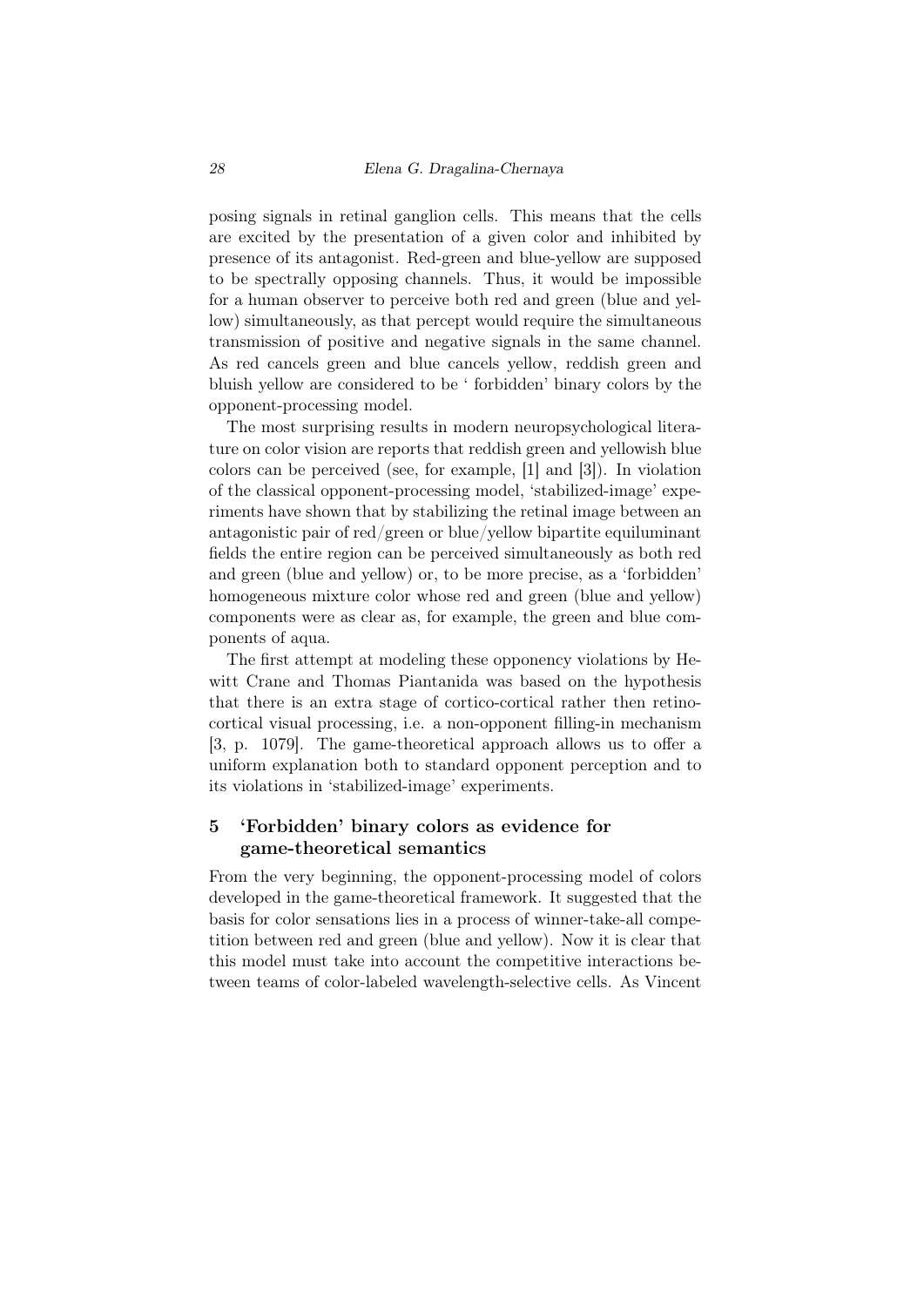posing signals in retinal ganglion cells. This means that the cells are excited by the presentation of a given color and inhibited by presence of its antagonist. Red-green and blue-yellow are supposed to be spectrally opposing channels. Thus, it would be impossible for a human observer to perceive both red and green (blue and yellow) simultaneously, as that percept would require the simultaneous transmission of positive and negative signals in the same channel. As red cancels green and blue cancels yellow, reddish green and bluish yellow are considered to be ' forbidden' binary colors by the opponent-processing model.

The most surprising results in modern neuropsychological literature on color vision are reports that reddish green and yellowish blue colors can be perceived (see, for example, [1] and [3]). In violation of the classical opponent-processing model, 'stabilized-image' experiments have shown that by stabilizing the retinal image between an antagonistic pair of red/green or blue/yellow bipartite equiluminant fields the entire region can be perceived simultaneously as both red and green (blue and yellow) or, to be more precise, as a 'forbidden' homogeneous mixture color whose red and green (blue and yellow) components were as clear as, for example, the green and blue components of aqua.

The first attempt at modeling these opponency violations by Hewitt Crane and Thomas Piantanida was based on the hypothesis that there is an extra stage of cortico-cortical rather then retino-cortical visual processing, i.e. a non-opponent filling-in mechanism [3, p. 1079]. The game-theoretical approach allows us to offer a uniform explanation both to standard opponent perception and to its violations in 'stabilized-image' experiments.

## 5 'Forbidden' binary colors as evidence for game-theoretical semantics

From the very beginning, the opponent-processing model of colors developed in the game-theoretical framework. It suggested that the basis for color sensations lies in a process of winner-take-all competition between red and green (blue and yellow). Now it is clear that this model must take into account the competitive interactions between teams of color-labeled wavelength-selective cells. As Vincent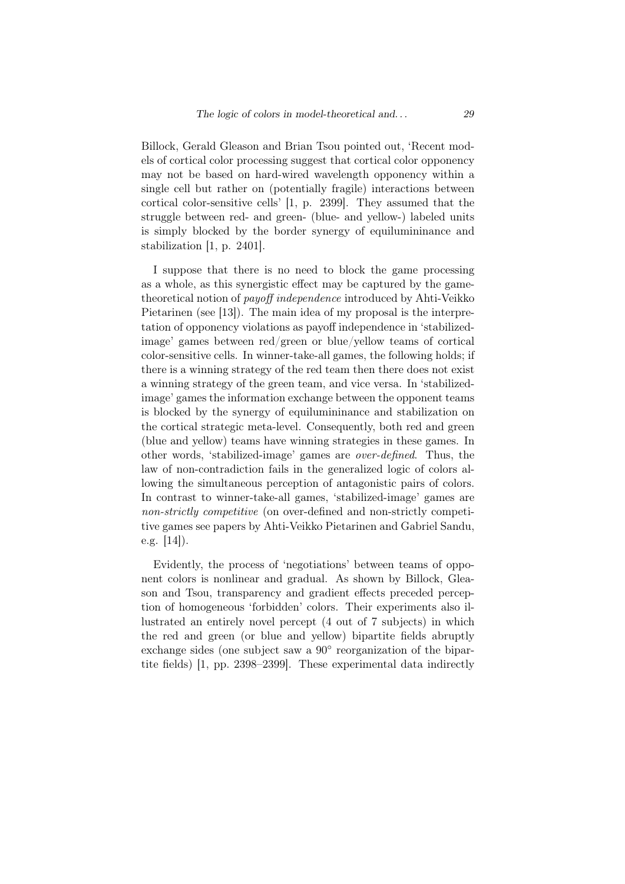Billock, Gerald Gleason and Brian Tsou pointed out, 'Recent models of cortical color processing suggest that cortical color opponency may not be based on hard-wired wavelength opponency within a single cell but rather on (potentially fragile) interactions between cortical color-sensitive cells' [1, p. 2399]. They assumed that the struggle between red- and green- (blue- and yellow-) labeled units is simply blocked by the border synergy of equilumininance and stabilization [1, p. 2401].

I suppose that there is no need to block the game processing as a whole, as this synergistic effect may be captured by the game-theoretical notion of *payoff independence* introduced by Ahti-Veikko Pietarinen (see [13]). The main idea of my proposal is the interpretation of opponency violations as payoff independence in 'stabilized-image' games between red/green or blue/yellow teams of cortical color-sensitive cells. In winner-take-all games, the following holds; if there is a winning strategy of the red team then there does not exist a winning strategy of the green team, and vice versa. In 'stabilized-image' games the information exchange between the opponent teams is blocked by the synergy of equilumininance and stabilization on the cortical strategic meta-level. Consequently, both red and green (blue and yellow) teams have winning strategies in these games. In other words, 'stabilized-image' games are *over-defined*. Thus, the law of non-contradiction fails in the generalized logic of colors allowing the simultaneous perception of antagonistic pairs of colors. In contrast to winner-take-all games, 'stabilized-image' games are *non-strictly competitive* (on over-defined and non-strictly competitive games see papers by Ahti-Veikko Pietarinen and Gabriel Sandu, e.g. [14]).

Evidently, the process of 'negotiations' between teams of opponent colors is nonlinear and gradual. As shown by Billock, Gleason and Tsou, transparency and gradient effects preceded perception of homogeneous 'forbidden' colors. Their experiments also illustrated an entirely novel percept (4 out of 7 subjects) in which the red and green (or blue and yellow) bipartite fields abruptly exchange sides (one subject saw a 90° reorganization of the bipartite fields) [1, pp. 2398–2399]. These experimental data indirectly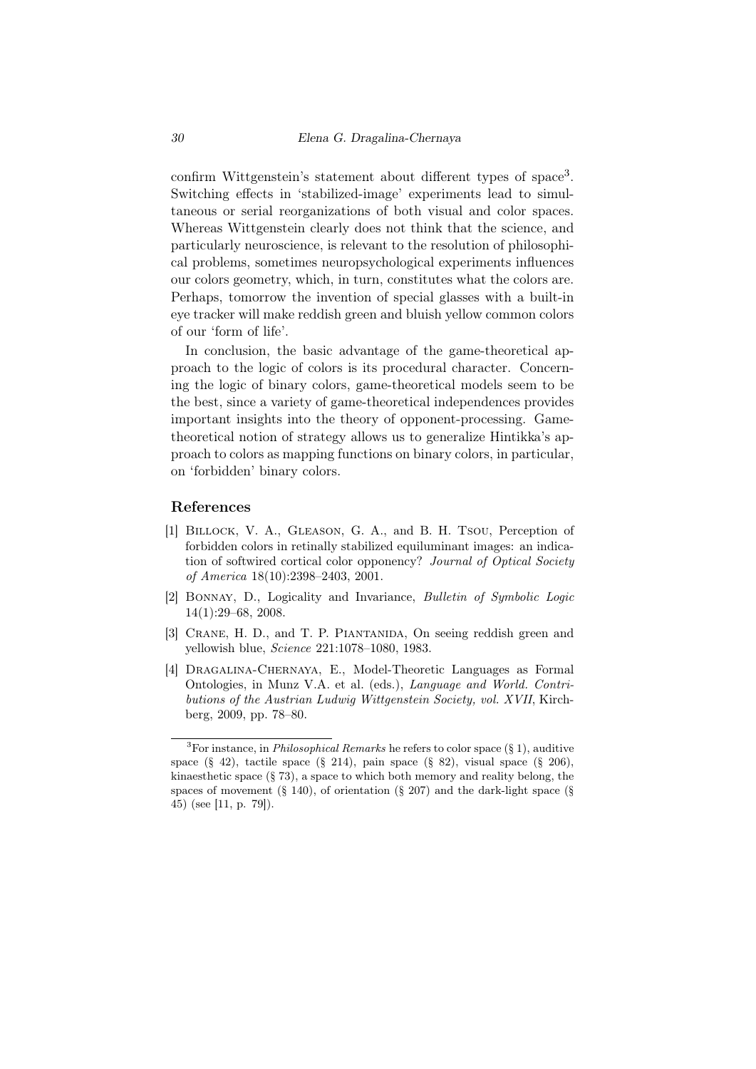confirm Wittgenstein's statement about different types of space[3]. Switching effects in 'stabilized-image' experiments lead to simultaneous or serial reorganizations of both visual and color spaces. Whereas Wittgenstein clearly does not think that the science, and particularly neuroscience, is relevant to the resolution of philosophical problems, sometimes neuropsychological experiments influences our colors geometry, which, in turn, constitutes what the colors are. Perhaps, tomorrow the invention of special glasses with a built-in eye tracker will make reddish green and bluish yellow common colors of our 'form of life'.

In conclusion, the basic advantage of the game-theoretical approach to the logic of colors is its procedural character. Concerning the logic of binary colors, game-theoretical models seem to be the best, since a variety of game-theoretical independences provides important insights into the theory of opponent-processing. Game-theoretical notion of strategy allows us to generalize Hintikka's approach to colors as mapping functions on binary colors, in particular, on 'forbidden' binary colors.

## References

[1] Billock, V. A., Gleason, G. A., and B. H. Tsou, Perception of forbidden colors in retinally stabilized equiluminant images: an indication of softwired cortical color opponency? *Journal of Optical Society of America* 18(10):2398–2403, 2001.

[2] Bonnay, D., Logicality and Invariance, *Bulletin of Symbolic Logic* 14(1):29–68, 2008.

[3] Crane, H. D., and T. P. Piantanida, On seeing reddish green and yellowish blue, *Science* 221:1078–1080, 1983.

[4] Dragalina-Chernaya, E., Model-Theoretic Languages as Formal Ontologies, in Munz V.A. et al. (eds.), *Language and World. Contributions of the Austrian Ludwig Wittgenstein Society, vol. XVII*, Kirchberg, 2009, pp. 78–80.

[3] For instance, in *Philosophical Remarks* he refers to color space (§ 1), auditive space (§ 42), tactile space (§ 214), pain space (§ 82), visual space (§ 206), kinaesthetic space (§ 73), a space to which both memory and reality belong, the spaces of movement (§ 140), of orientation (§ 207) and the dark-light space (§ 45) (see [11, p. 79]).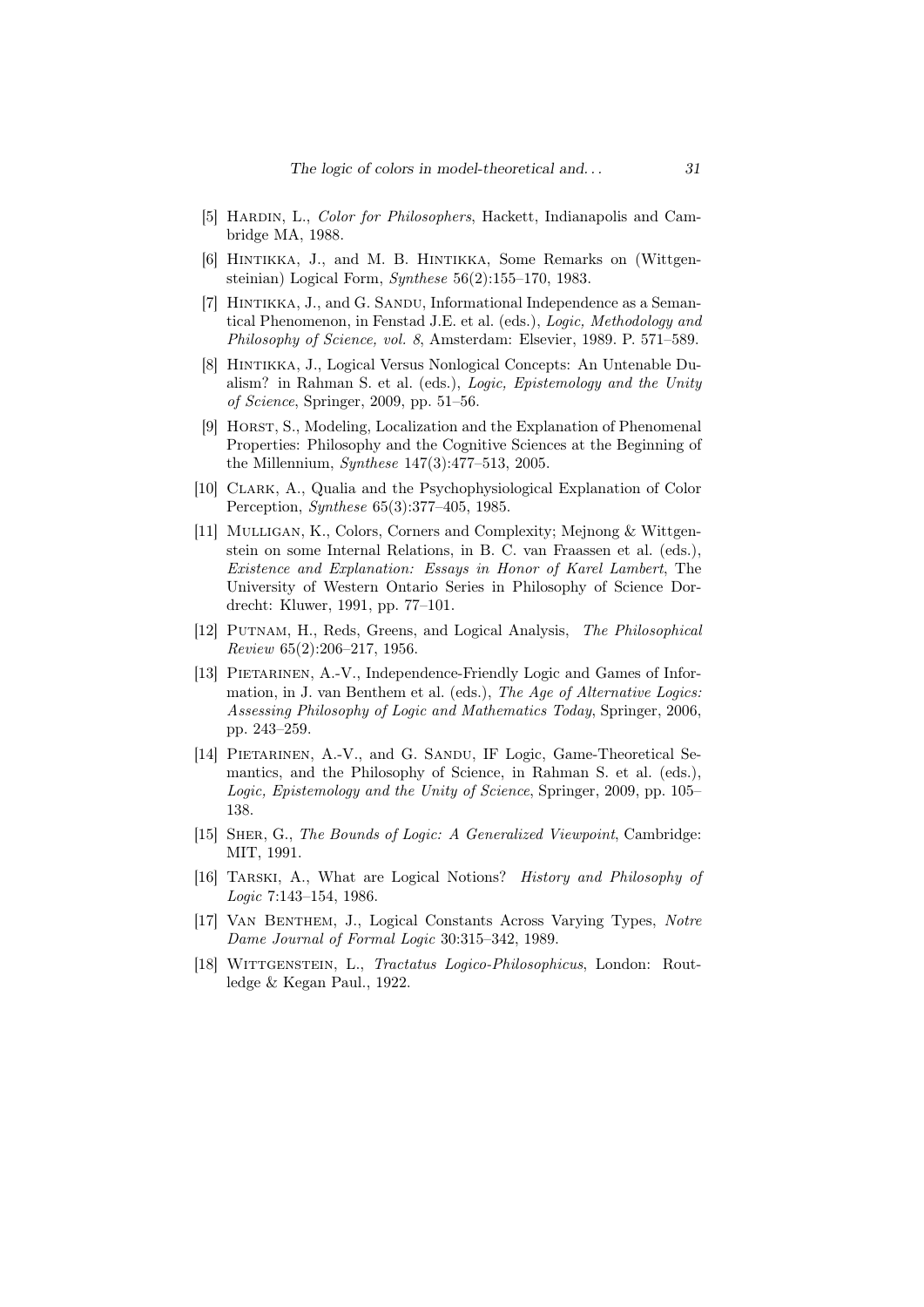[5] Hardin, L., *Color for Philosophers*, Hackett, Indianapolis and Cambridge MA, 1988.

[6] Hintikka, J., and M. B. Hintikka, Some Remarks on (Wittgensteinian) Logical Form, *Synthese* 56(2):155–170, 1983.

[7] Hintikka, J., and G. Sandu, Informational Independence as a Semantical Phenomenon, in Fenstad J.E. et al. (eds.), *Logic, Methodology and Philosophy of Science, vol. 8*, Amsterdam: Elsevier, 1989. P. 571–589.

[8] Hintikka, J., Logical Versus Nonlogical Concepts: An Untenable Dualism? in Rahman S. et al. (eds.), *Logic, Epistemology and the Unity of Science*, Springer, 2009, pp. 51–56.

[9] Horst, S., Modeling, Localization and the Explanation of Phenomenal Properties: Philosophy and the Cognitive Sciences at the Beginning of the Millennium, *Synthese* 147(3):477–513, 2005.

[10] Clark, A., Qualia and the Psychophysiological Explanation of Color Perception, *Synthese* 65(3):377–405, 1985.

[11] Mulligan, K., Colors, Corners and Complexity; Mejnong & Wittgenstein on some Internal Relations, in B. C. van Fraassen et al. (eds.), *Existence and Explanation: Essays in Honor of Karel Lambert*, The University of Western Ontario Series in Philosophy of Science Dordrecht: Kluwer, 1991, pp. 77–101.

[12] Putnam, H., Reds, Greens, and Logical Analysis, *The Philosophical Review* 65(2):206–217, 1956.

[13] Pietarinen, A.-V., Independence-Friendly Logic and Games of Information, in J. van Benthem et al. (eds.), *The Age of Alternative Logics: Assessing Philosophy of Logic and Mathematics Today*, Springer, 2006, pp. 243–259.

[14] Pietarinen, A.-V., and G. Sandu, IF Logic, Game-Theoretical Semantics, and the Philosophy of Science, in Rahman S. et al. (eds.), *Logic, Epistemology and the Unity of Science*, Springer, 2009, pp. 105–138.

[15] Sher, G., *The Bounds of Logic: A Generalized Viewpoint*, Cambridge: MIT, 1991.

[16] Tarski, A., What are Logical Notions? *History and Philosophy of Logic* 7:143–154, 1986.

[17] Van Benthem, J., Logical Constants Across Varying Types, *Notre Dame Journal of Formal Logic* 30:315–342, 1989.

[18] Wittgenstein, L., *Tractatus Logico-Philosophicus*, London: Routledge & Kegan Paul., 1922.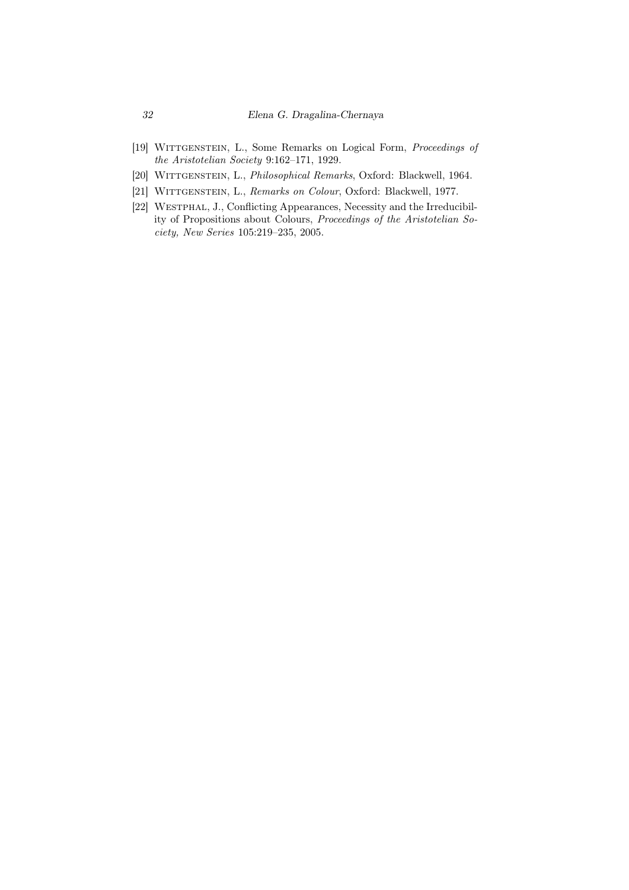[19] Wittgenstein, L., Some Remarks on Logical Form, *Proceedings of the Aristotelian Society* 9:162–171, 1929.

[20] Wittgenstein, L., *Philosophical Remarks*, Oxford: Blackwell, 1964.

[21] Wittgenstein, L., *Remarks on Colour*, Oxford: Blackwell, 1977.

[22] Westphal, J., Conflicting Appearances, Necessity and the Irreducibility of Propositions about Colours, *Proceedings of the Aristotelian Society, New Series* 105:219–235, 2005.